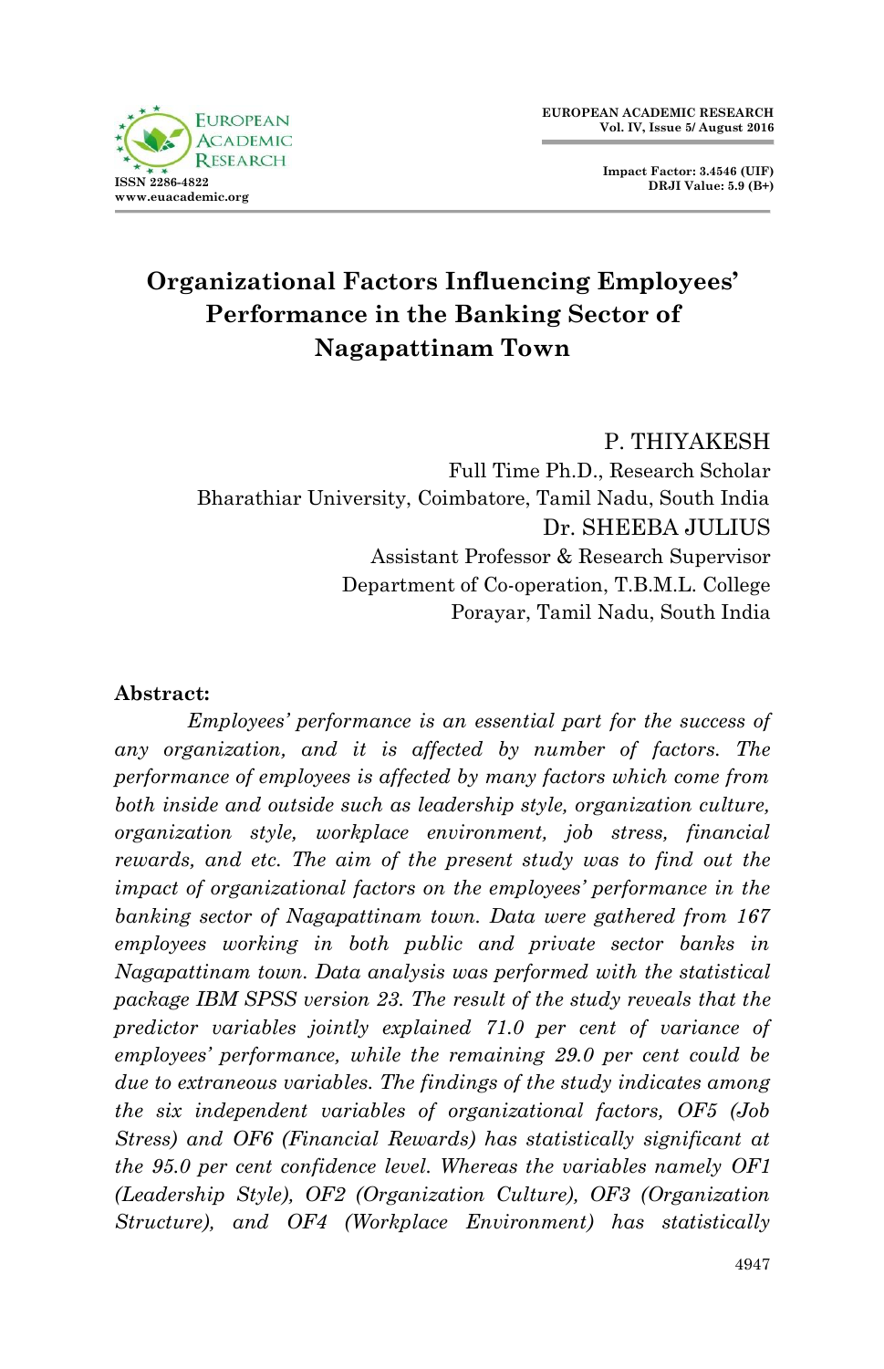# Organizational Factors Influencing Employees' Performance in the Banking Sector of Nagapattinam Town

P. THIYAKESH
Full Time Ph.D., Research Scholar
Bharathiar University, Coimbatore, Tamil Nadu, South India

Dr. SHEEBA JULIUS
Assistant Professor & Research Supervisor
Department of Co-operation, T.B.M.L. College
Porayar, Tamil Nadu, South India

**Abstract:**

*Employees' performance is an essential part for the success of any organization, and it is affected by number of factors. The performance of employees is affected by many factors which come from both inside and outside such as leadership style, organization culture, organization style, workplace environment, job stress, financial rewards, and etc. The aim of the present study was to find out the impact of organizational factors on the employees' performance in the banking sector of Nagapattinam town. Data were gathered from 167 employees working in both public and private sector banks in Nagapattinam town. Data analysis was performed with the statistical package IBM SPSS version 23. The result of the study reveals that the predictor variables jointly explained 71.0 per cent of variance of employees' performance, while the remaining 29.0 per cent could be due to extraneous variables. The findings of the study indicates among the six independent variables of organizational factors, OF5 (Job Stress) and OF6 (Financial Rewards) has statistically significant at the 95.0 per cent confidence level. Whereas the variables namely OF1 (Leadership Style), OF2 (Organization Culture), OF3 (Organization Structure), and OF4 (Workplace Environment) has statistically*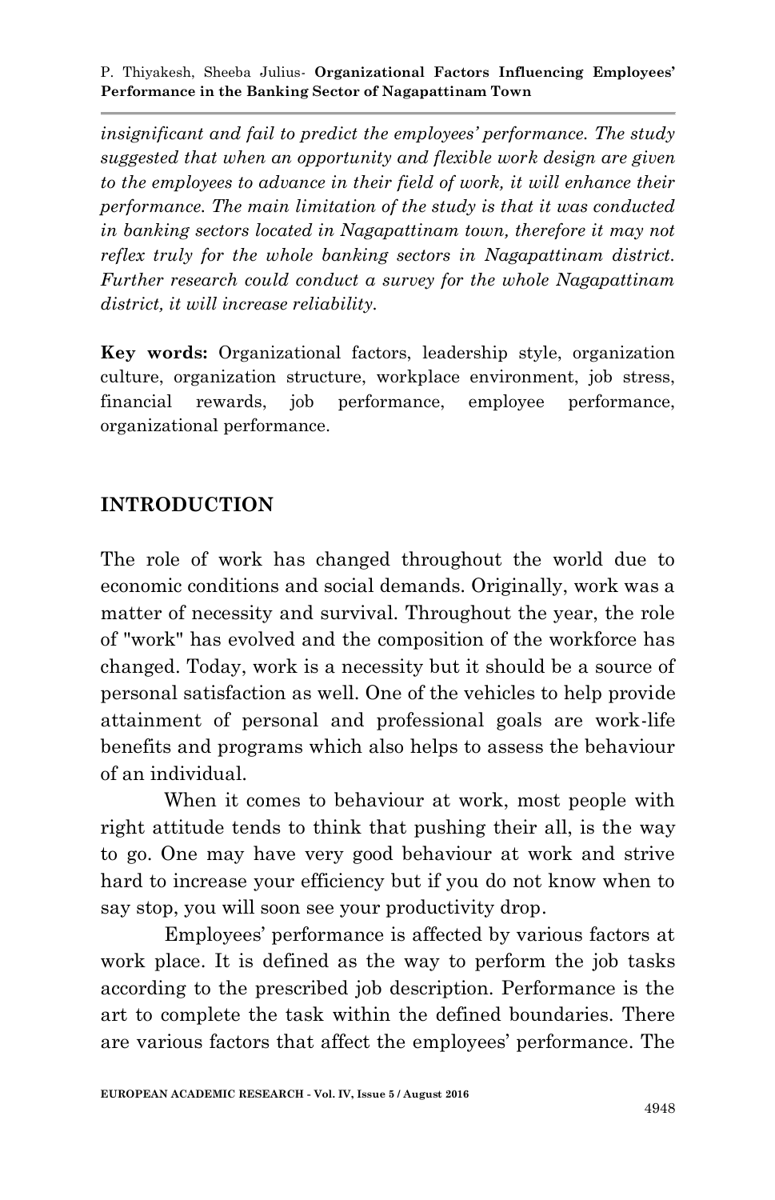*insignificant and fail to predict the employees' performance. The study suggested that when an opportunity and flexible work design are given to the employees to advance in their field of work, it will enhance their performance. The main limitation of the study is that it was conducted in banking sectors located in Nagapattinam town, therefore it may not reflex truly for the whole banking sectors in Nagapattinam district. Further research could conduct a survey for the whole Nagapattinam district, it will increase reliability.*

**Key words:** Organizational factors, leadership style, organization culture, organization structure, workplace environment, job stress, financial rewards, job performance, employee performance, organizational performance.

## INTRODUCTION

The role of work has changed throughout the world due to economic conditions and social demands. Originally, work was a matter of necessity and survival. Throughout the year, the role of "work" has evolved and the composition of the workforce has changed. Today, work is a necessity but it should be a source of personal satisfaction as well. One of the vehicles to help provide attainment of personal and professional goals are work-life benefits and programs which also helps to assess the behaviour of an individual.

When it comes to behaviour at work, most people with right attitude tends to think that pushing their all, is the way to go. One may have very good behaviour at work and strive hard to increase your efficiency but if you do not know when to say stop, you will soon see your productivity drop.

Employees' performance is affected by various factors at work place. It is defined as the way to perform the job tasks according to the prescribed job description. Performance is the art to complete the task within the defined boundaries. There are various factors that affect the employees' performance. The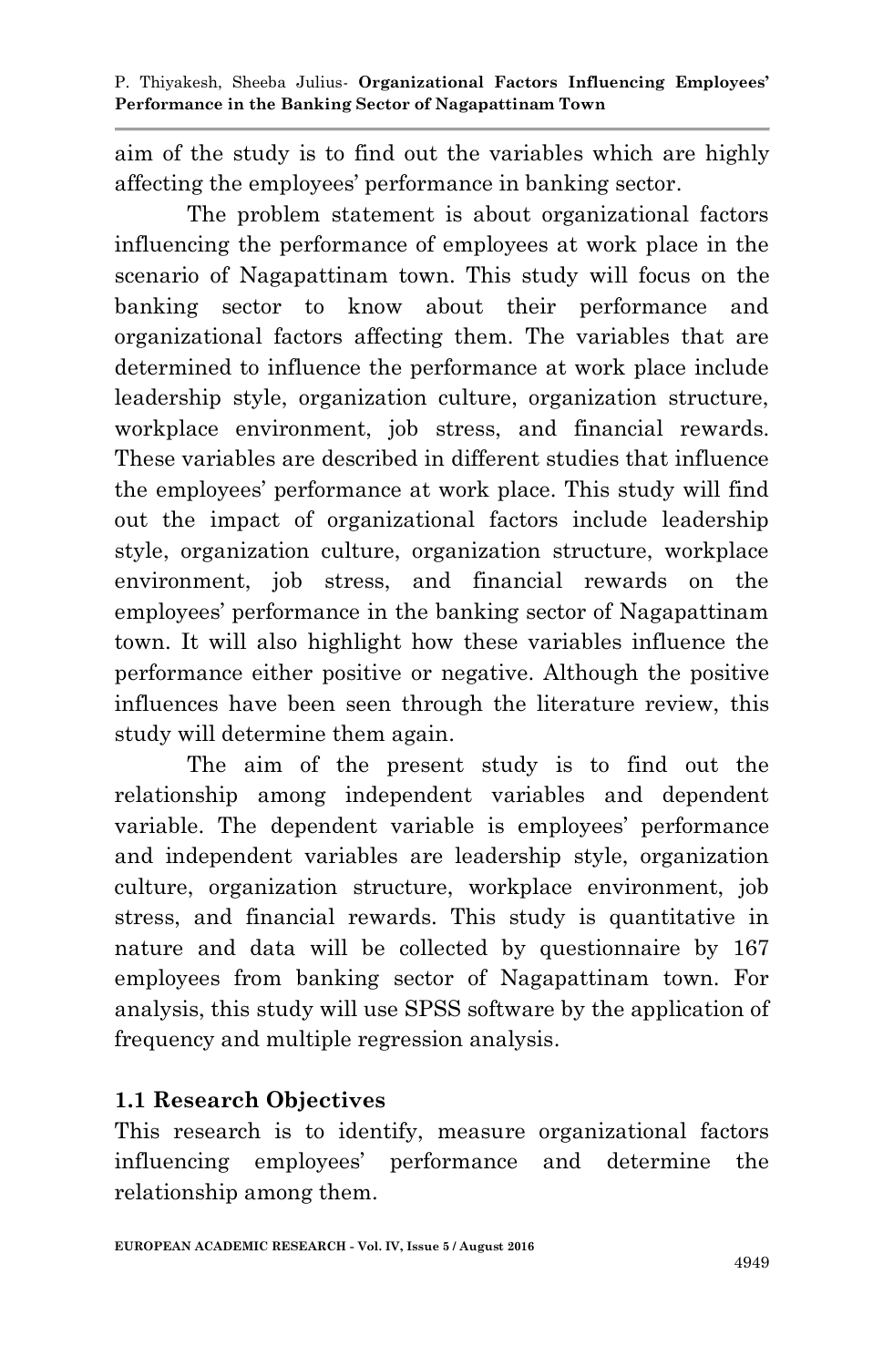aim of the study is to find out the variables which are highly affecting the employees' performance in banking sector.

The problem statement is about organizational factors influencing the performance of employees at work place in the scenario of Nagapattinam town. This study will focus on the banking sector to know about their performance and organizational factors affecting them. The variables that are determined to influence the performance at work place include leadership style, organization culture, organization structure, workplace environment, job stress, and financial rewards. These variables are described in different studies that influence the employees' performance at work place. This study will find out the impact of organizational factors include leadership style, organization culture, organization structure, workplace environment, job stress, and financial rewards on the employees' performance in the banking sector of Nagapattinam town. It will also highlight how these variables influence the performance either positive or negative. Although the positive influences have been seen through the literature review, this study will determine them again.

The aim of the present study is to find out the relationship among independent variables and dependent variable. The dependent variable is employees' performance and independent variables are leadership style, organization culture, organization structure, workplace environment, job stress, and financial rewards. This study is quantitative in nature and data will be collected by questionnaire by 167 employees from banking sector of Nagapattinam town. For analysis, this study will use SPSS software by the application of frequency and multiple regression analysis.

### 1.1 Research Objectives

This research is to identify, measure organizational factors influencing employees' performance and determine the relationship among them.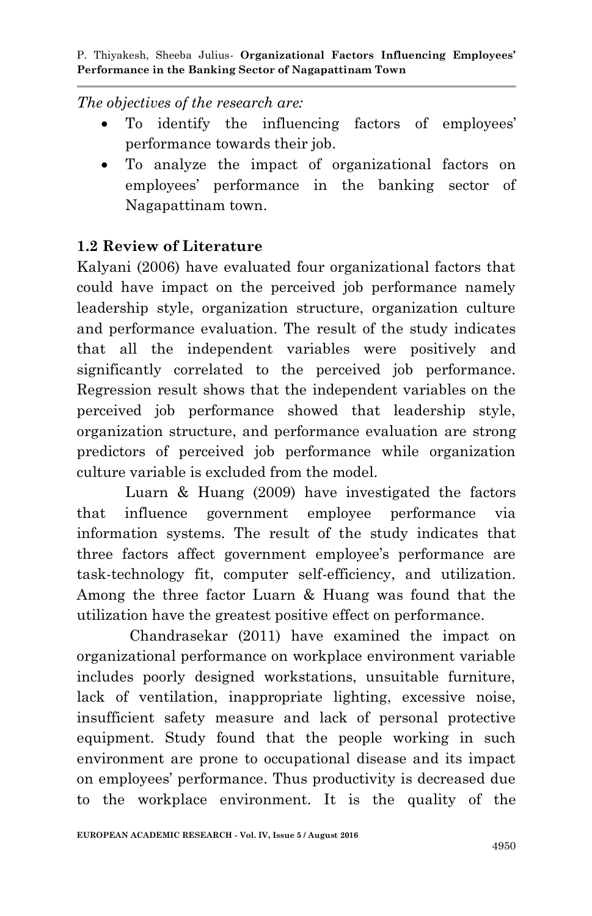*The objectives of the research are:*

- To identify the influencing factors of employees' performance towards their job.
- To analyze the impact of organizational factors on employees' performance in the banking sector of Nagapattinam town.

### 1.2 Review of Literature

Kalyani (2006) have evaluated four organizational factors that could have impact on the perceived job performance namely leadership style, organization structure, organization culture and performance evaluation. The result of the study indicates that all the independent variables were positively and significantly correlated to the perceived job performance. Regression result shows that the independent variables on the perceived job performance showed that leadership style, organization structure, and performance evaluation are strong predictors of perceived job performance while organization culture variable is excluded from the model.

Luarn & Huang (2009) have investigated the factors that influence government employee performance via information systems. The result of the study indicates that three factors affect government employee's performance are task-technology fit, computer self-efficiency, and utilization. Among the three factor Luarn & Huang was found that the utilization have the greatest positive effect on performance.

Chandrasekar (2011) have examined the impact on organizational performance on workplace environment variable includes poorly designed workstations, unsuitable furniture, lack of ventilation, inappropriate lighting, excessive noise, insufficient safety measure and lack of personal protective equipment. Study found that the people working in such environment are prone to occupational disease and its impact on employees' performance. Thus productivity is decreased due to the workplace environment. It is the quality of the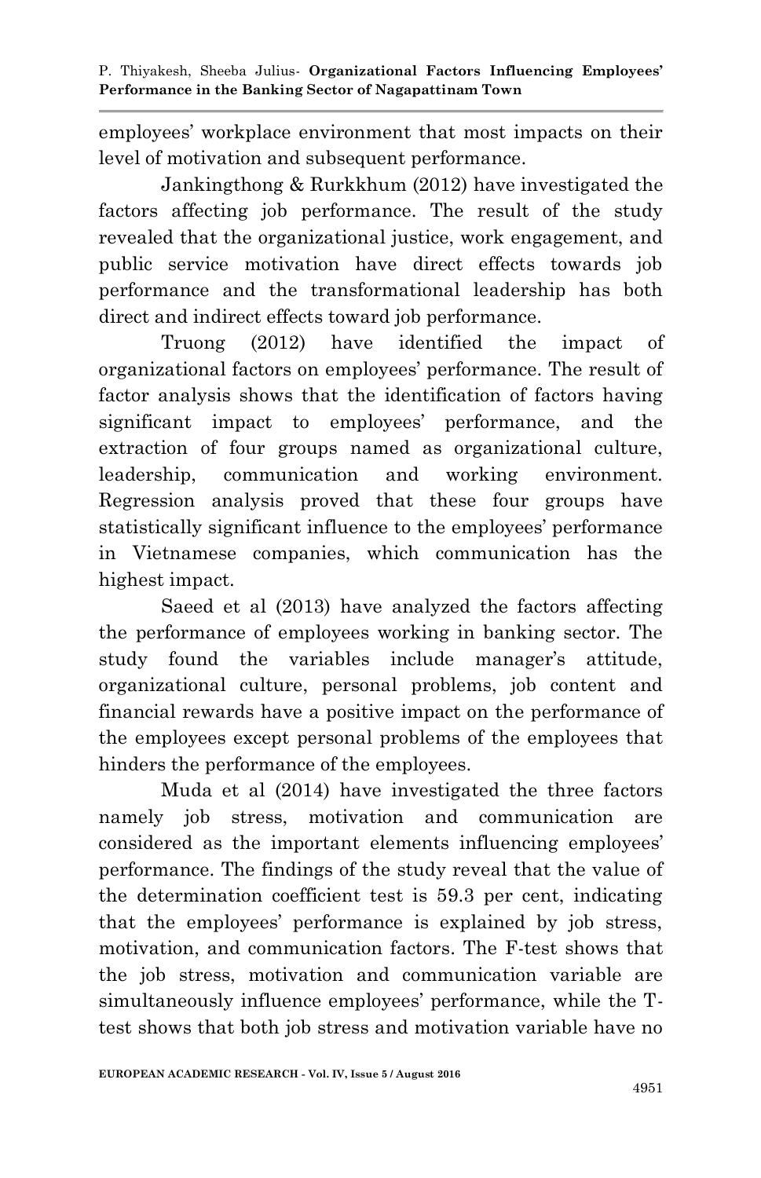employees' workplace environment that most impacts on their level of motivation and subsequent performance.

Jankingthong & Rurkkhum (2012) have investigated the factors affecting job performance. The result of the study revealed that the organizational justice, work engagement, and public service motivation have direct effects towards job performance and the transformational leadership has both direct and indirect effects toward job performance.

Truong (2012) have identified the impact of organizational factors on employees' performance. The result of factor analysis shows that the identification of factors having significant impact to employees' performance, and the extraction of four groups named as organizational culture, leadership, communication and working environment. Regression analysis proved that these four groups have statistically significant influence to the employees' performance in Vietnamese companies, which communication has the highest impact.

Saeed et al (2013) have analyzed the factors affecting the performance of employees working in banking sector. The study found the variables include manager's attitude, organizational culture, personal problems, job content and financial rewards have a positive impact on the performance of the employees except personal problems of the employees that hinders the performance of the employees.

Muda et al (2014) have investigated the three factors namely job stress, motivation and communication are considered as the important elements influencing employees' performance. The findings of the study reveal that the value of the determination coefficient test is 59.3 per cent, indicating that the employees' performance is explained by job stress, motivation, and communication factors. The F-test shows that the job stress, motivation and communication variable are simultaneously influence employees' performance, while the T-test shows that both job stress and motivation variable have no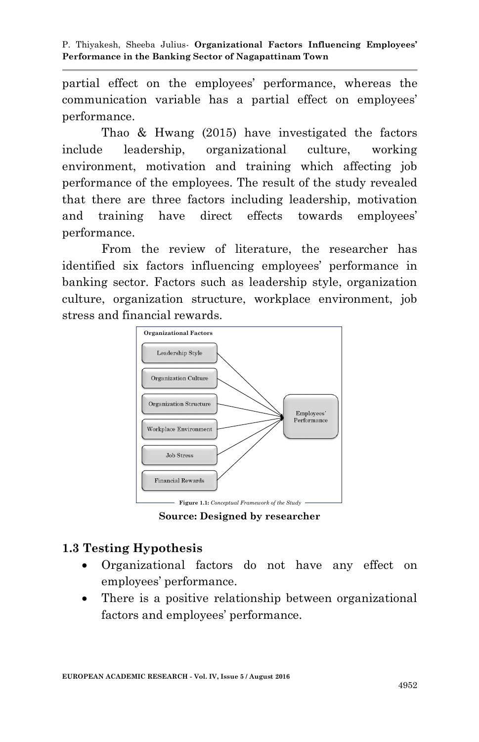partial effect on the employees' performance, whereas the communication variable has a partial effect on employees' performance.

Thao & Hwang (2015) have investigated the factors include leadership, organizational culture, working environment, motivation and training which affecting job performance of the employees. The result of the study revealed that there are three factors including leadership, motivation and training have direct effects towards employees' performance.

From the review of literature, the researcher has identified six factors influencing employees' performance in banking sector. Factors such as leadership style, organization culture, organization structure, workplace environment, job stress and financial rewards.

Organizational Factors

Leadership Style

Organization Culture

Organization Structure

Workplace Environment

Job Stress

Financial Rewards

Employees' Performance

**Figure 1.1:** *Conceptual Framework of the Study*

**Source: Designed by researcher**

### 1.3 Testing Hypothesis

- Organizational factors do not have any effect on employees' performance.
- There is a positive relationship between organizational factors and employees' performance.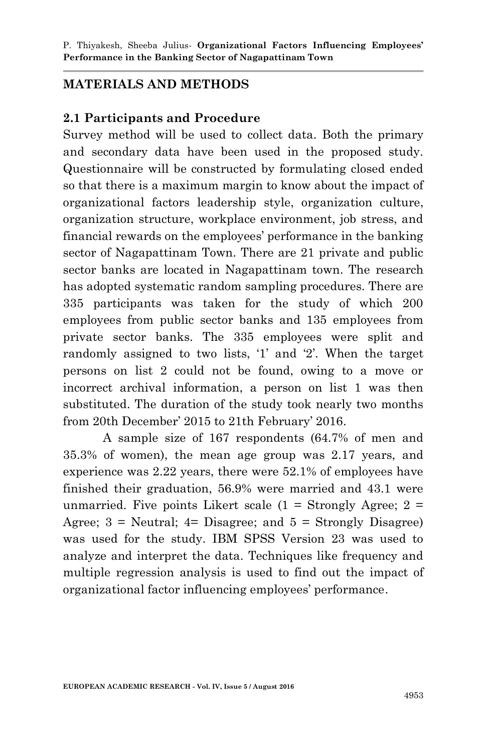## MATERIALS AND METHODS

### 2.1 Participants and Procedure

Survey method will be used to collect data. Both the primary and secondary data have been used in the proposed study. Questionnaire will be constructed by formulating closed ended so that there is a maximum margin to know about the impact of organizational factors leadership style, organization culture, organization structure, workplace environment, job stress, and financial rewards on the employees' performance in the banking sector of Nagapattinam Town. There are 21 private and public sector banks are located in Nagapattinam town. The research has adopted systematic random sampling procedures. There are 335 participants was taken for the study of which 200 employees from public sector banks and 135 employees from private sector banks. The 335 employees were split and randomly assigned to two lists, '1' and '2'. When the target persons on list 2 could not be found, owing to a move or incorrect archival information, a person on list 1 was then substituted. The duration of the study took nearly two months from 20th December' 2015 to 21th February' 2016.

A sample size of 167 respondents (64.7% of men and 35.3% of women), the mean age group was 2.17 years, and experience was 2.22 years, there were 52.1% of employees have finished their graduation, 56.9% were married and 43.1 were unmarried. Five points Likert scale (1 = Strongly Agree; 2 = Agree; 3 = Neutral; 4= Disagree; and 5 = Strongly Disagree) was used for the study. IBM SPSS Version 23 was used to analyze and interpret the data. Techniques like frequency and multiple regression analysis is used to find out the impact of organizational factor influencing employees' performance.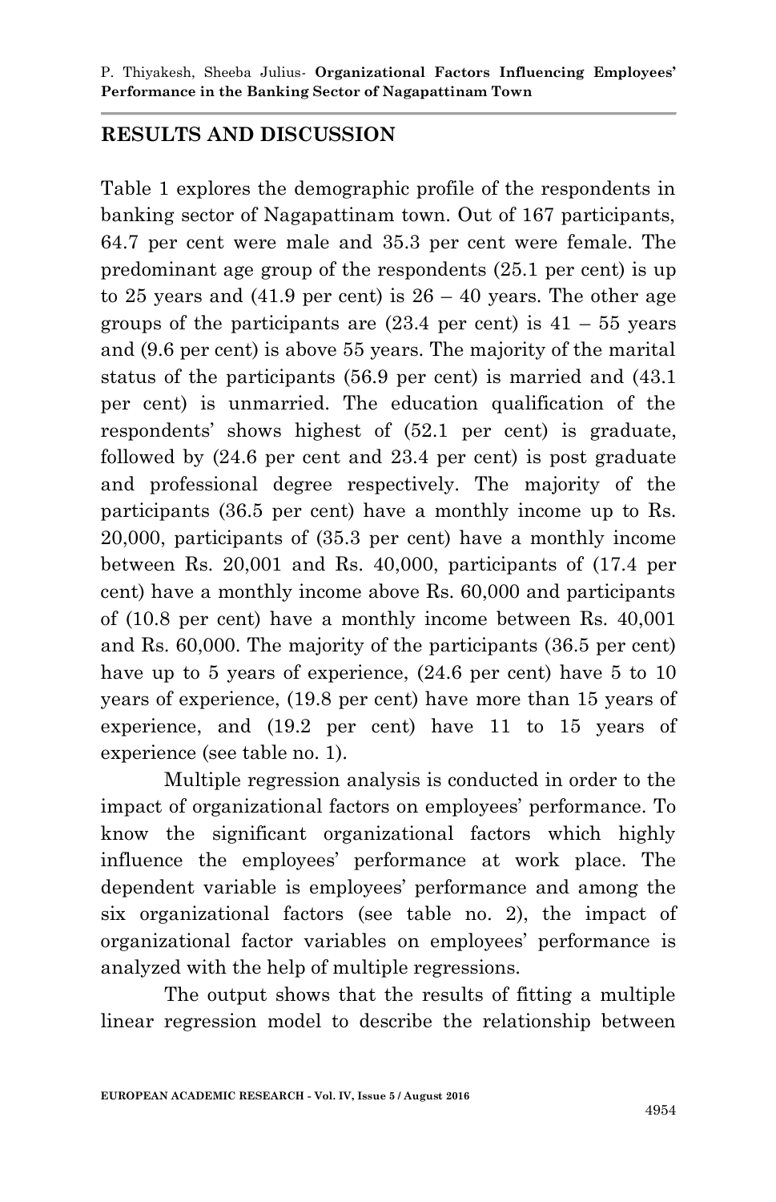## RESULTS AND DISCUSSION

Table 1 explores the demographic profile of the respondents in banking sector of Nagapattinam town. Out of 167 participants, 64.7 per cent were male and 35.3 per cent were female. The predominant age group of the respondents (25.1 per cent) is up to 25 years and (41.9 per cent) is 26 – 40 years. The other age groups of the participants are (23.4 per cent) is 41 – 55 years and (9.6 per cent) is above 55 years. The majority of the marital status of the participants (56.9 per cent) is married and (43.1 per cent) is unmarried. The education qualification of the respondents' shows highest of (52.1 per cent) is graduate, followed by (24.6 per cent and 23.4 per cent) is post graduate and professional degree respectively. The majority of the participants (36.5 per cent) have a monthly income up to Rs. 20,000, participants of (35.3 per cent) have a monthly income between Rs. 20,001 and Rs. 40,000, participants of (17.4 per cent) have a monthly income above Rs. 60,000 and participants of (10.8 per cent) have a monthly income between Rs. 40,001 and Rs. 60,000. The majority of the participants (36.5 per cent) have up to 5 years of experience, (24.6 per cent) have 5 to 10 years of experience, (19.8 per cent) have more than 15 years of experience, and (19.2 per cent) have 11 to 15 years of experience (see table no. 1).

Multiple regression analysis is conducted in order to the impact of organizational factors on employees' performance. To know the significant organizational factors which highly influence the employees' performance at work place. The dependent variable is employees' performance and among the six organizational factors (see table no. 2), the impact of organizational factor variables on employees' performance is analyzed with the help of multiple regressions.

The output shows that the results of fitting a multiple linear regression model to describe the relationship between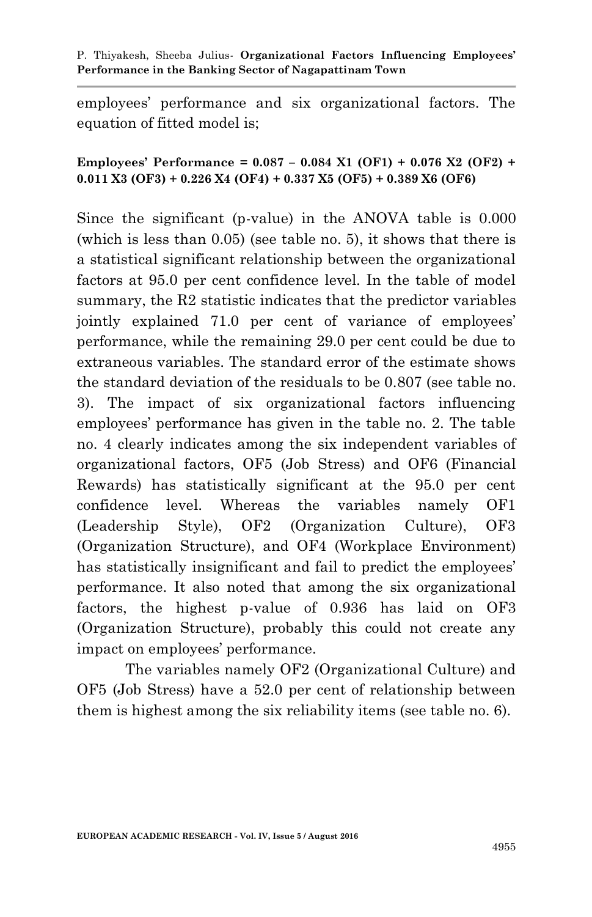employees' performance and six organizational factors. The equation of fitted model is;

**Employees' Performance = 0.087 – 0.084 X1 (OF1) + 0.076 X2 (OF2) + 0.011 X3 (OF3) + 0.226 X4 (OF4) + 0.337 X5 (OF5) + 0.389 X6 (OF6)**

Since the significant (p-value) in the ANOVA table is 0.000 (which is less than 0.05) (see table no. 5), it shows that there is a statistical significant relationship between the organizational factors at 95.0 per cent confidence level. In the table of model summary, the $R^2$ statistic indicates that the predictor variables jointly explained 71.0 per cent of variance of employees' performance, while the remaining 29.0 per cent could be due to extraneous variables. The standard error of the estimate shows the standard deviation of the residuals to be 0.807 (see table no. 3). The impact of six organizational factors influencing employees' performance has given in the table no. 2. The table no. 4 clearly indicates among the six independent variables of organizational factors, OF5 (Job Stress) and OF6 (Financial Rewards) has statistically significant at the 95.0 per cent confidence level. Whereas the variables namely OF1 (Leadership Style), OF2 (Organization Culture), OF3 (Organization Structure), and OF4 (Workplace Environment) has statistically insignificant and fail to predict the employees' performance. It also noted that among the six organizational factors, the highest p-value of 0.936 has laid on OF3 (Organization Structure), probably this could not create any impact on employees' performance.

The variables namely OF2 (Organizational Culture) and OF5 (Job Stress) have a 52.0 per cent of relationship between them is highest among the six reliability items (see table no. 6).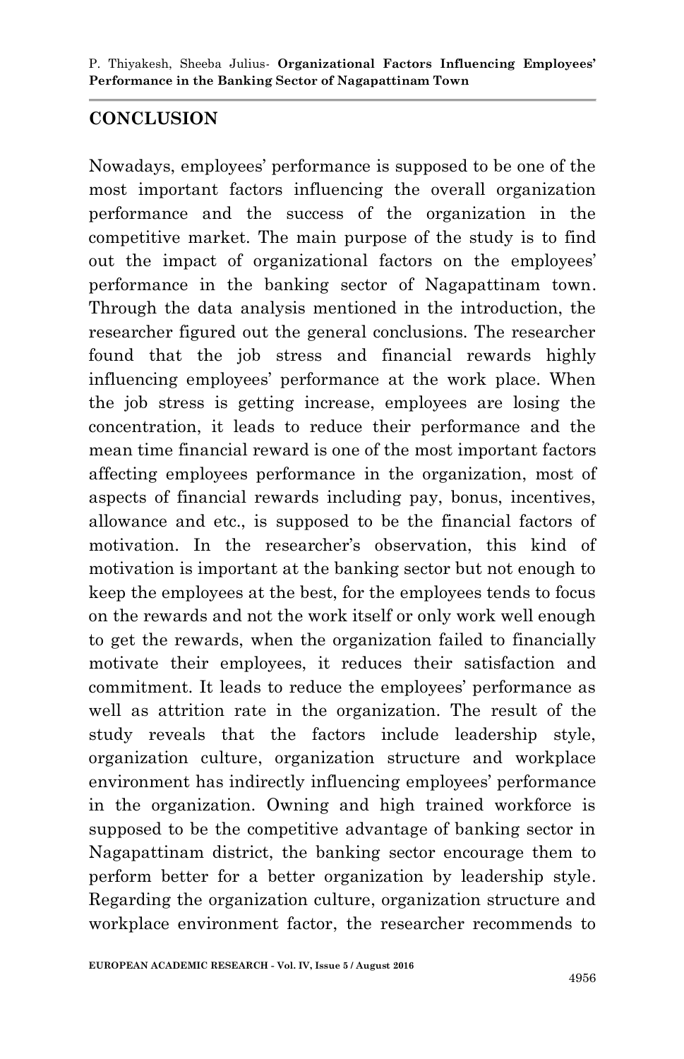## CONCLUSION

Nowadays, employees' performance is supposed to be one of the most important factors influencing the overall organization performance and the success of the organization in the competitive market. The main purpose of the study is to find out the impact of organizational factors on the employees' performance in the banking sector of Nagapattinam town. Through the data analysis mentioned in the introduction, the researcher figured out the general conclusions. The researcher found that the job stress and financial rewards highly influencing employees' performance at the work place. When the job stress is getting increase, employees are losing the concentration, it leads to reduce their performance and the mean time financial reward is one of the most important factors affecting employees performance in the organization, most of aspects of financial rewards including pay, bonus, incentives, allowance and etc., is supposed to be the financial factors of motivation. In the researcher's observation, this kind of motivation is important at the banking sector but not enough to keep the employees at the best, for the employees tends to focus on the rewards and not the work itself or only work well enough to get the rewards, when the organization failed to financially motivate their employees, it reduces their satisfaction and commitment. It leads to reduce the employees' performance as well as attrition rate in the organization. The result of the study reveals that the factors include leadership style, organization culture, organization structure and workplace environment has indirectly influencing employees' performance in the organization. Owning and high trained workforce is supposed to be the competitive advantage of banking sector in Nagapattinam district, the banking sector encourage them to perform better for a better organization by leadership style. Regarding the organization culture, organization structure and workplace environment factor, the researcher recommends to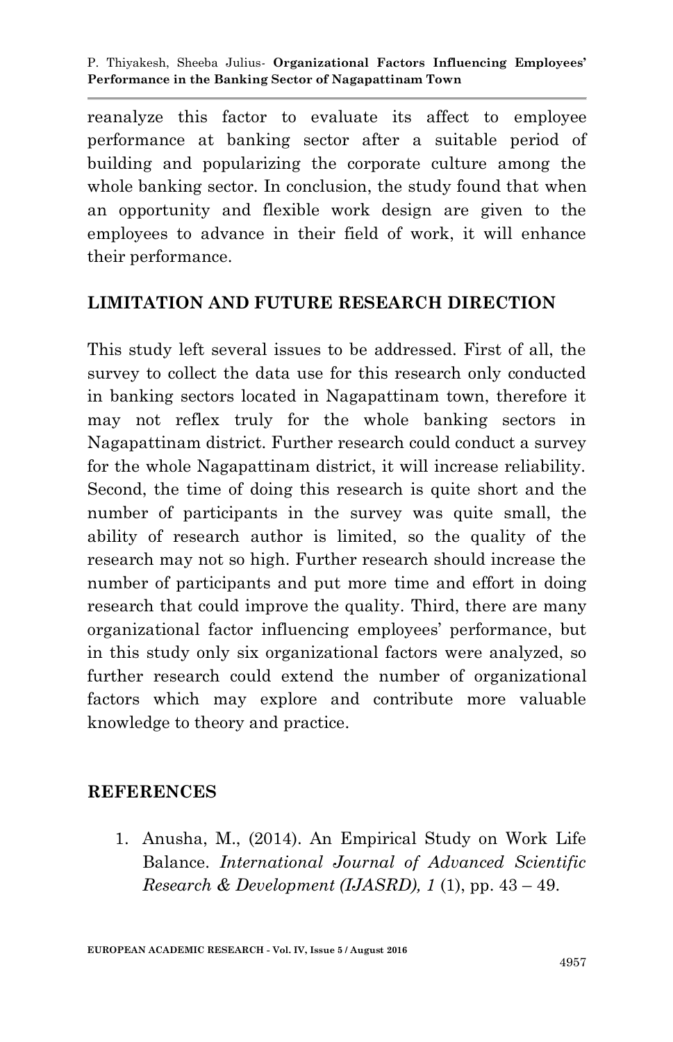reanalyze this factor to evaluate its affect to employee performance at banking sector after a suitable period of building and popularizing the corporate culture among the whole banking sector. In conclusion, the study found that when an opportunity and flexible work design are given to the employees to advance in their field of work, it will enhance their performance.

## LIMITATION AND FUTURE RESEARCH DIRECTION

This study left several issues to be addressed. First of all, the survey to collect the data use for this research only conducted in banking sectors located in Nagapattinam town, therefore it may not reflex truly for the whole banking sectors in Nagapattinam district. Further research could conduct a survey for the whole Nagapattinam district, it will increase reliability. Second, the time of doing this research is quite short and the number of participants in the survey was quite small, the ability of research author is limited, so the quality of the research may not so high. Further research should increase the number of participants and put more time and effort in doing research that could improve the quality. Third, there are many organizational factor influencing employees' performance, but in this study only six organizational factors were analyzed, so further research could extend the number of organizational factors which may explore and contribute more valuable knowledge to theory and practice.

## REFERENCES

1. Anusha, M., (2014). An Empirical Study on Work Life Balance. *International Journal of Advanced Scientific Research & Development (IJASRD), 1* (1), pp. 43 – 49.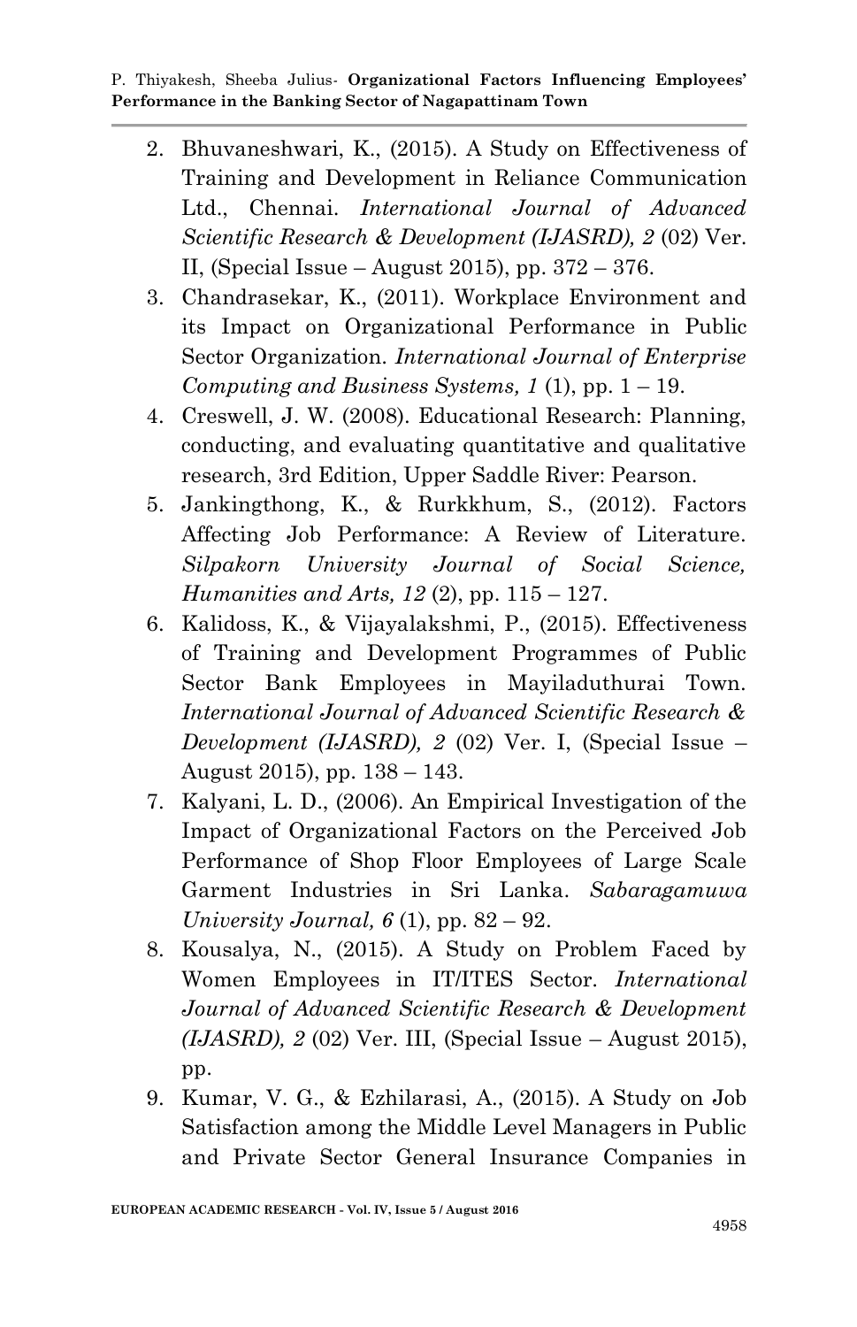2. Bhuvaneshwari, K., (2015). A Study on Effectiveness of Training and Development in Reliance Communication Ltd., Chennai. *International Journal of Advanced Scientific Research & Development (IJASRD), 2* (02) Ver. II, (Special Issue – August 2015), pp. 372 – 376.
3. Chandrasekar, K., (2011). Workplace Environment and its Impact on Organizational Performance in Public Sector Organization. *International Journal of Enterprise Computing and Business Systems, 1* (1), pp. 1 – 19.
4. Creswell, J. W. (2008). Educational Research: Planning, conducting, and evaluating quantitative and qualitative research, 3rd Edition, Upper Saddle River: Pearson.
5. Jankingthong, K., & Rurkkhum, S., (2012). Factors Affecting Job Performance: A Review of Literature. *Silpakorn University Journal of Social Science, Humanities and Arts, 12* (2), pp. 115 – 127.
6. Kalidoss, K., & Vijayalakshmi, P., (2015). Effectiveness of Training and Development Programmes of Public Sector Bank Employees in Mayiladuthurai Town. *International Journal of Advanced Scientific Research & Development (IJASRD), 2* (02) Ver. I, (Special Issue – August 2015), pp. 138 – 143.
7. Kalyani, L. D., (2006). An Empirical Investigation of the Impact of Organizational Factors on the Perceived Job Performance of Shop Floor Employees of Large Scale Garment Industries in Sri Lanka. *Sabaragamuwa University Journal, 6* (1), pp. 82 – 92.
8. Kousalya, N., (2015). A Study on Problem Faced by Women Employees in IT/ITES Sector. *International Journal of Advanced Scientific Research & Development (IJASRD), 2* (02) Ver. III, (Special Issue – August 2015), pp.
9. Kumar, V. G., & Ezhilarasi, A., (2015). A Study on Job Satisfaction among the Middle Level Managers in Public and Private Sector General Insurance Companies in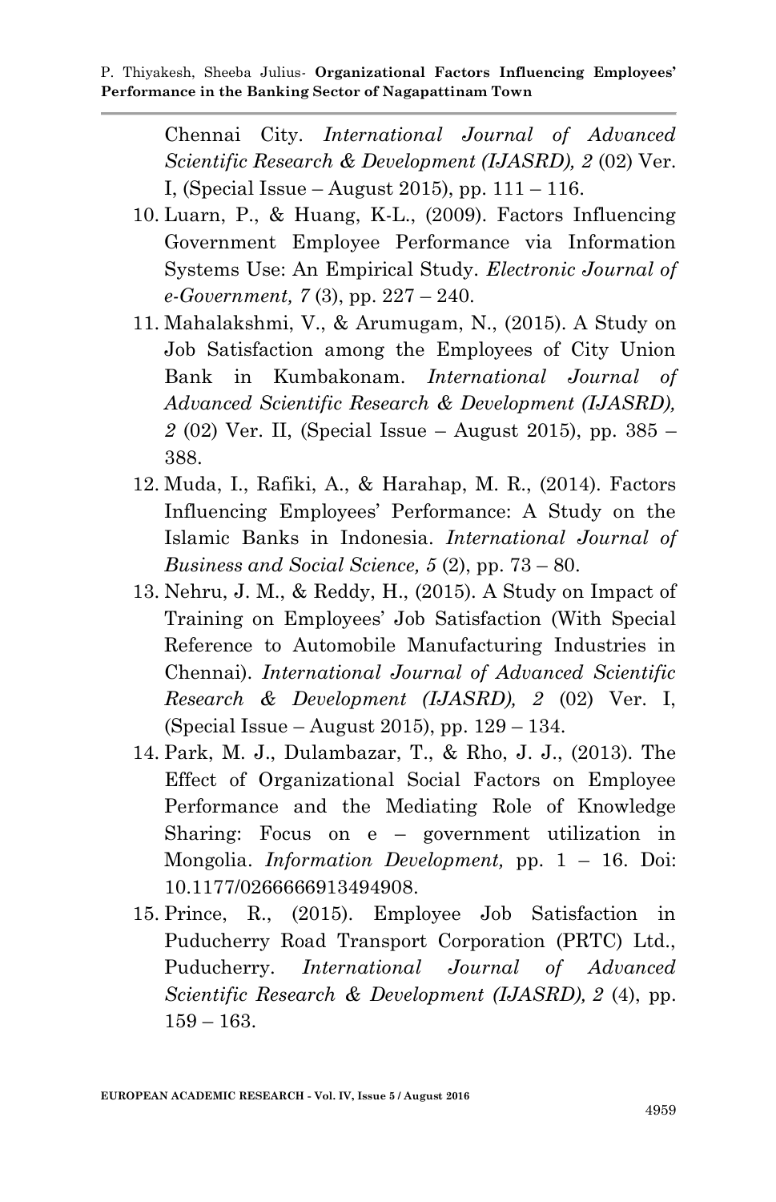Chennai City. *International Journal of Advanced Scientific Research & Development (IJASRD), 2* (02) Ver. I, (Special Issue – August 2015), pp. 111 – 116.

10. Luarn, P., & Huang, K-L., (2009). Factors Influencing Government Employee Performance via Information Systems Use: An Empirical Study. *Electronic Journal of e-Government, 7* (3), pp. 227 – 240.
11. Mahalakshmi, V., & Arumugam, N., (2015). A Study on Job Satisfaction among the Employees of City Union Bank in Kumbakonam. *International Journal of Advanced Scientific Research & Development (IJASRD), 2* (02) Ver. II, (Special Issue – August 2015), pp. 385 – 388.
12. Muda, I., Rafiki, A., & Harahap, M. R., (2014). Factors Influencing Employees' Performance: A Study on the Islamic Banks in Indonesia. *International Journal of Business and Social Science, 5* (2), pp. 73 – 80.
13. Nehru, J. M., & Reddy, H., (2015). A Study on Impact of Training on Employees' Job Satisfaction (With Special Reference to Automobile Manufacturing Industries in Chennai). *International Journal of Advanced Scientific Research & Development (IJASRD), 2* (02) Ver. I, (Special Issue – August 2015), pp. 129 – 134.
14. Park, M. J., Dulambazar, T., & Rho, J. J., (2013). The Effect of Organizational Social Factors on Employee Performance and the Mediating Role of Knowledge Sharing: Focus on e – government utilization in Mongolia. *Information Development,* pp. 1 – 16. Doi: 10.1177/0266666913494908.
15. Prince, R., (2015). Employee Job Satisfaction in Puducherry Road Transport Corporation (PRTC) Ltd., Puducherry. *International Journal of Advanced Scientific Research & Development (IJASRD), 2* (4), pp. 159 – 163.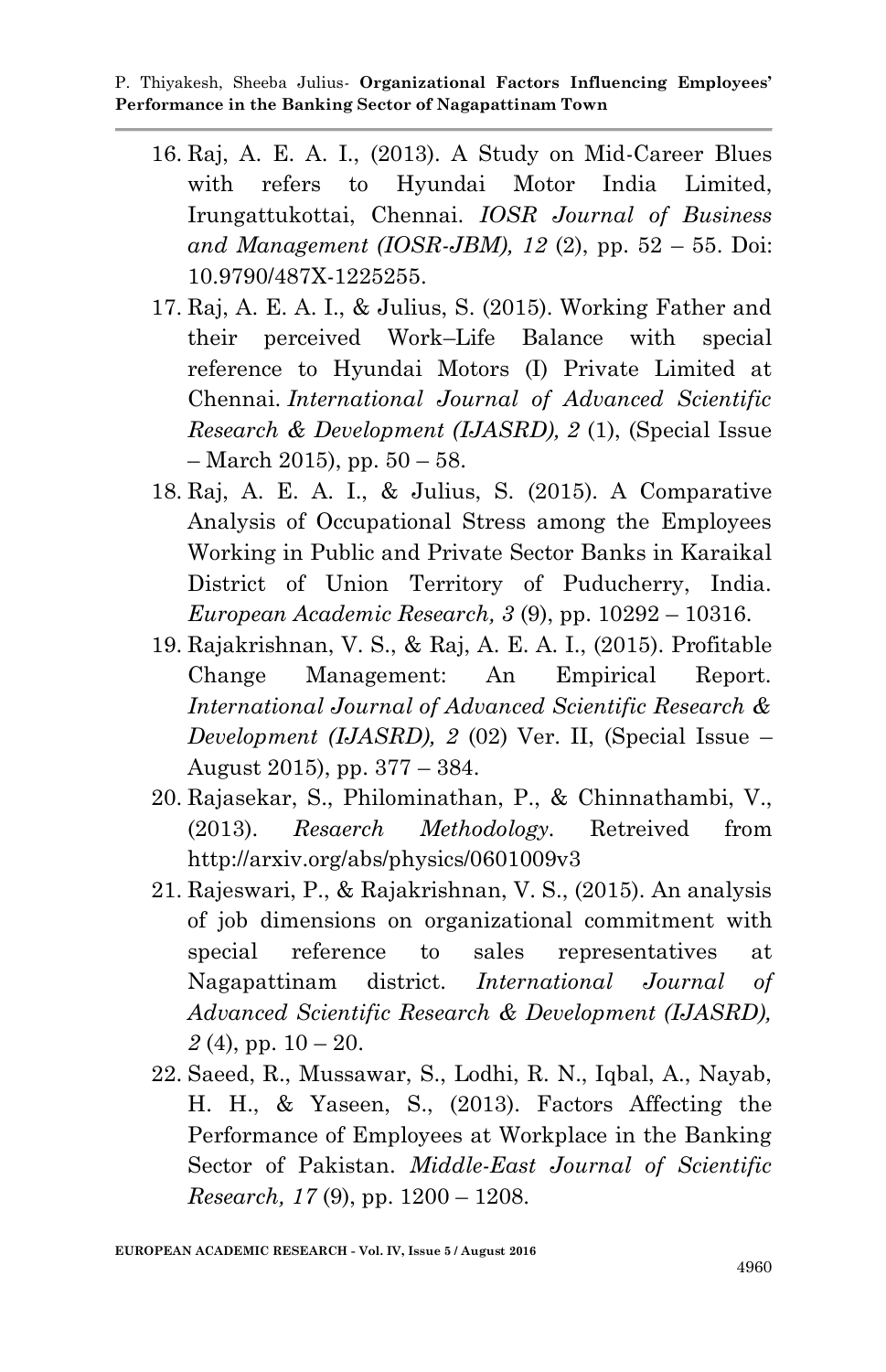16. Raj, A. E. A. I., (2013). A Study on Mid-Career Blues with refers to Hyundai Motor India Limited, Irungattukottai, Chennai. *IOSR Journal of Business and Management (IOSR-JBM), 12* (2), pp. 52 – 55. Doi: 10.9790/487X-1225255.
17. Raj, A. E. A. I., & Julius, S. (2015). Working Father and their perceived Work–Life Balance with special reference to Hyundai Motors (I) Private Limited at Chennai. *International Journal of Advanced Scientific Research & Development (IJASRD), 2* (1), (Special Issue – March 2015), pp. 50 – 58.
18. Raj, A. E. A. I., & Julius, S. (2015). A Comparative Analysis of Occupational Stress among the Employees Working in Public and Private Sector Banks in Karaikal District of Union Territory of Puducherry, India. *European Academic Research, 3* (9), pp. 10292 – 10316.
19. Rajakrishnan, V. S., & Raj, A. E. A. I., (2015). Profitable Change Management: An Empirical Report. *International Journal of Advanced Scientific Research & Development (IJASRD), 2* (02) Ver. II, (Special Issue – August 2015), pp. 377 – 384.
20. Rajasekar, S., Philominathan, P., & Chinnathambi, V., (2013). *Resaerch Methodology*. Retreived from http://arxiv.org/abs/physics/0601009v3
21. Rajeswari, P., & Rajakrishnan, V. S., (2015). An analysis of job dimensions on organizational commitment with special reference to sales representatives at Nagapattinam district. *International Journal of Advanced Scientific Research & Development (IJASRD), 2* (4), pp. 10 – 20.
22. Saeed, R., Mussawar, S., Lodhi, R. N., Iqbal, A., Nayab, H. H., & Yaseen, S., (2013). Factors Affecting the Performance of Employees at Workplace in the Banking Sector of Pakistan. *Middle-East Journal of Scientific Research, 17* (9), pp. 1200 – 1208.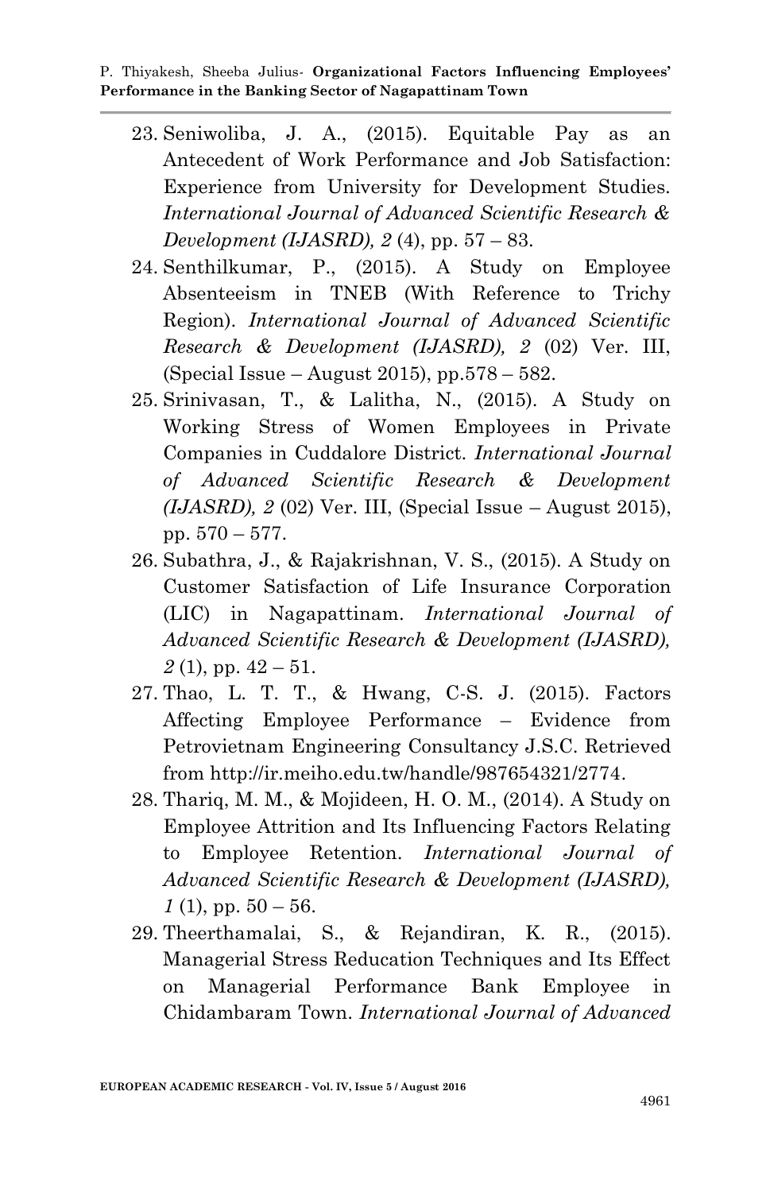23. Seniwoliba, J. A., (2015). Equitable Pay as an Antecedent of Work Performance and Job Satisfaction: Experience from University for Development Studies. *International Journal of Advanced Scientific Research & Development (IJASRD), 2* (4), pp. 57 – 83.
24. Senthilkumar, P., (2015). A Study on Employee Absenteeism in TNEB (With Reference to Trichy Region). *International Journal of Advanced Scientific Research & Development (IJASRD), 2* (02) Ver. III, (Special Issue – August 2015), pp.578 – 582.
25. Srinivasan, T., & Lalitha, N., (2015). A Study on Working Stress of Women Employees in Private Companies in Cuddalore District. *International Journal of Advanced Scientific Research & Development (IJASRD), 2* (02) Ver. III, (Special Issue – August 2015), pp. 570 – 577.
26. Subathra, J., & Rajakrishnan, V. S., (2015). A Study on Customer Satisfaction of Life Insurance Corporation (LIC) in Nagapattinam. *International Journal of Advanced Scientific Research & Development (IJASRD), 2* (1), pp. 42 – 51.
27. Thao, L. T. T., & Hwang, C-S. J. (2015). Factors Affecting Employee Performance – Evidence from Petrovietnam Engineering Consultancy J.S.C. Retrieved from http://ir.meiho.edu.tw/handle/987654321/2774.
28. Thariq, M. M., & Mojideen, H. O. M., (2014). A Study on Employee Attrition and Its Influencing Factors Relating to Employee Retention. *International Journal of Advanced Scientific Research & Development (IJASRD), 1* (1), pp. 50 – 56.
29. Theerthamalai, S., & Rejandiran, K. R., (2015). Managerial Stress Reducation Techniques and Its Effect on Managerial Performance Bank Employee in Chidambaram Town. *International Journal of Advanced*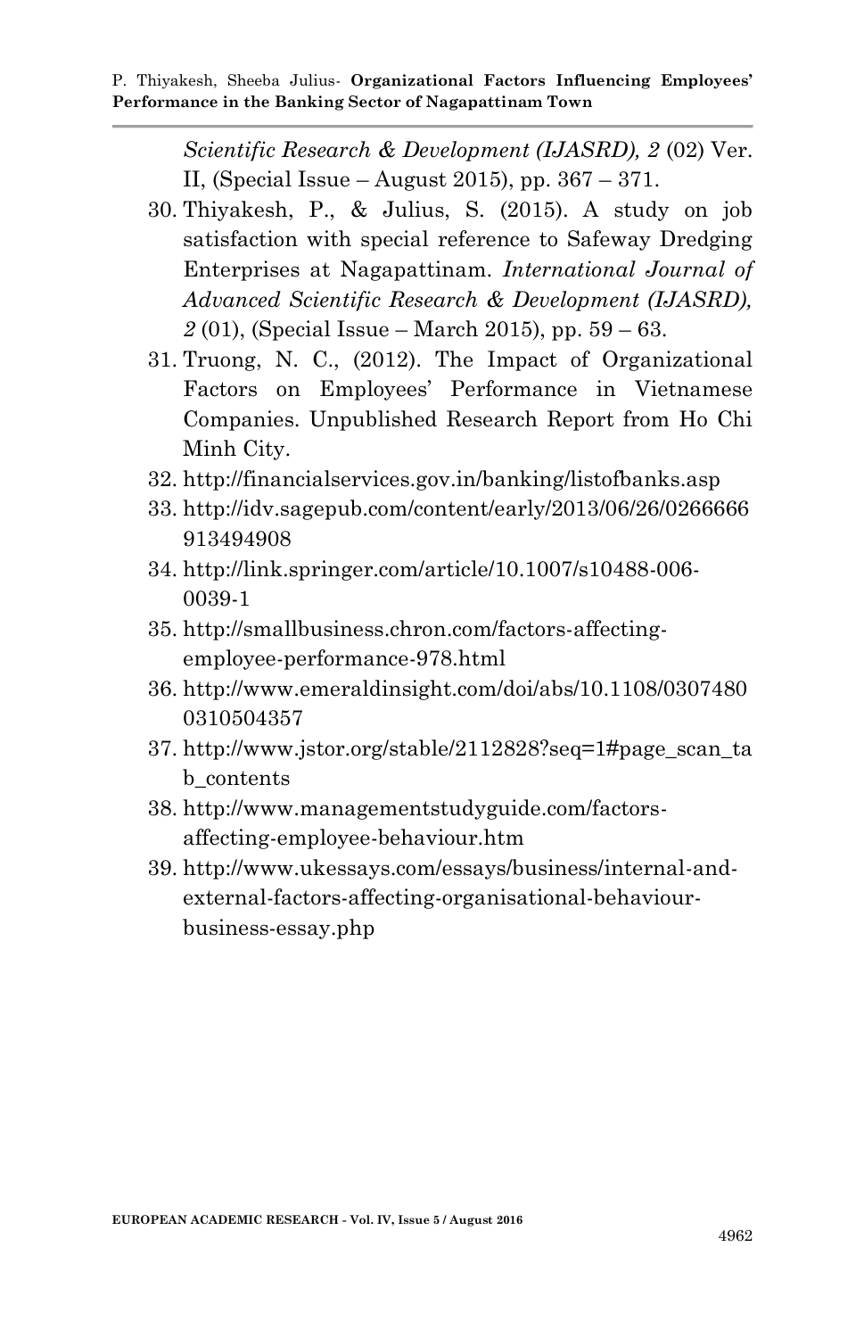*Scientific Research & Development (IJASRD), 2* (02) Ver. II, (Special Issue – August 2015), pp. 367 – 371.

30. Thiyakesh, P., & Julius, S. (2015). A study on job satisfaction with special reference to Safeway Dredging Enterprises at Nagapattinam. *International Journal of Advanced Scientific Research & Development (IJASRD), 2* (01), (Special Issue – March 2015), pp. 59 – 63.
31. Truong, N. C., (2012). The Impact of Organizational Factors on Employees' Performance in Vietnamese Companies. Unpublished Research Report from Ho Chi Minh City.
32. http://financialservices.gov.in/banking/listofbanks.asp
33. http://idv.sagepub.com/content/early/2013/06/26/0266666913494908
34. http://link.springer.com/article/10.1007/s10488-006-0039-1
35. http://smallbusiness.chron.com/factors-affecting-employee-performance-978.html
36. http://www.emeraldinsight.com/doi/abs/10.1108/03074800310504357
37. http://www.jstor.org/stable/2112828?seq=1#page_scan_tab_contents
38. http://www.managementstudyguide.com/factors-affecting-employee-behaviour.htm
39. http://www.ukessays.com/essays/business/internal-and-external-factors-affecting-organisational-behaviour-business-essay.php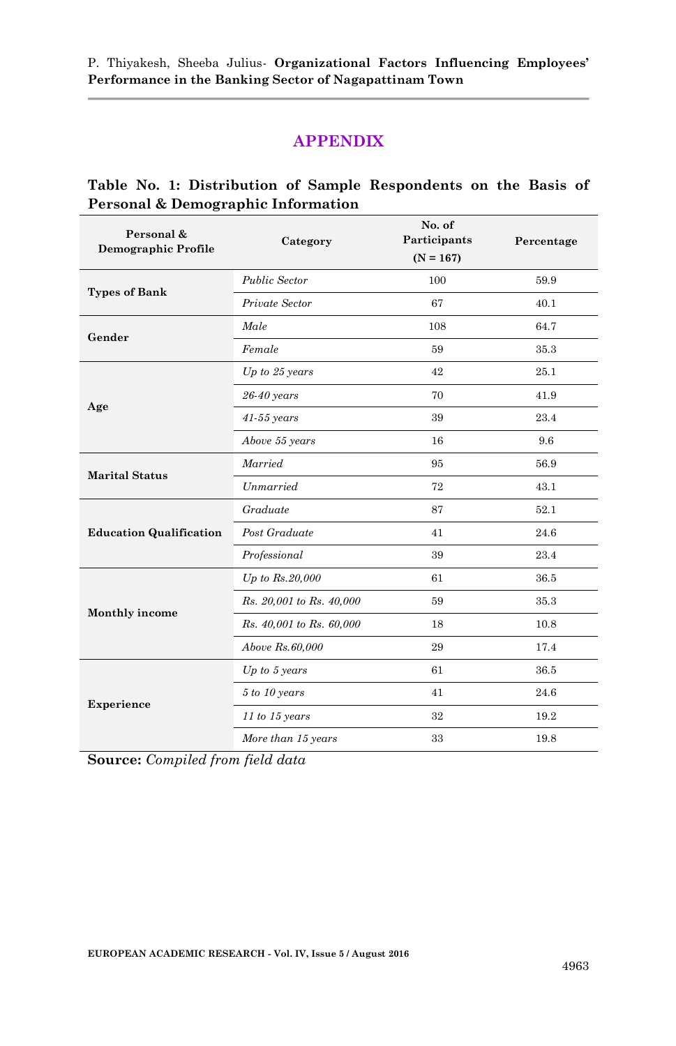## APPENDIX

**Table No. 1: Distribution of Sample Respondents on the Basis of Personal & Demographic Information**

| Personal & Demographic Profile | Category | No. of Participants (N = 167) | Percentage |
|---|---|---|---|
| **Types of Bank** | *Public Sector* | 100 | 59.9 |
| | *Private Sector* | 67 | 40.1 |
| **Gender** | *Male* | 108 | 64.7 |
| | *Female* | 59 | 35.3 |
| **Age** | *Up to 25 years* | 42 | 25.1 |
| | *26-40 years* | 70 | 41.9 |
| | *41-55 years* | 39 | 23.4 |
| | *Above 55 years* | 16 | 9.6 |
| **Marital Status** | *Married* | 95 | 56.9 |
| | *Unmarried* | 72 | 43.1 |
| **Education Qualification** | *Graduate* | 87 | 52.1 |
| | *Post Graduate* | 41 | 24.6 |
| | *Professional* | 39 | 23.4 |
| **Monthly income** | *Up to Rs.20,000* | 61 | 36.5 |
| | *Rs. 20,001 to Rs. 40,000* | 59 | 35.3 |
| | *Rs. 40,001 to Rs. 60,000* | 18 | 10.8 |
| | *Above Rs.60,000* | 29 | 17.4 |
| **Experience** | *Up to 5 years* | 61 | 36.5 |
| | *5 to 10 years* | 41 | 24.6 |
| | *11 to 15 years* | 32 | 19.2 |
| | *More than 15 years* | 33 | 19.8 |

**Source:** *Compiled from field data*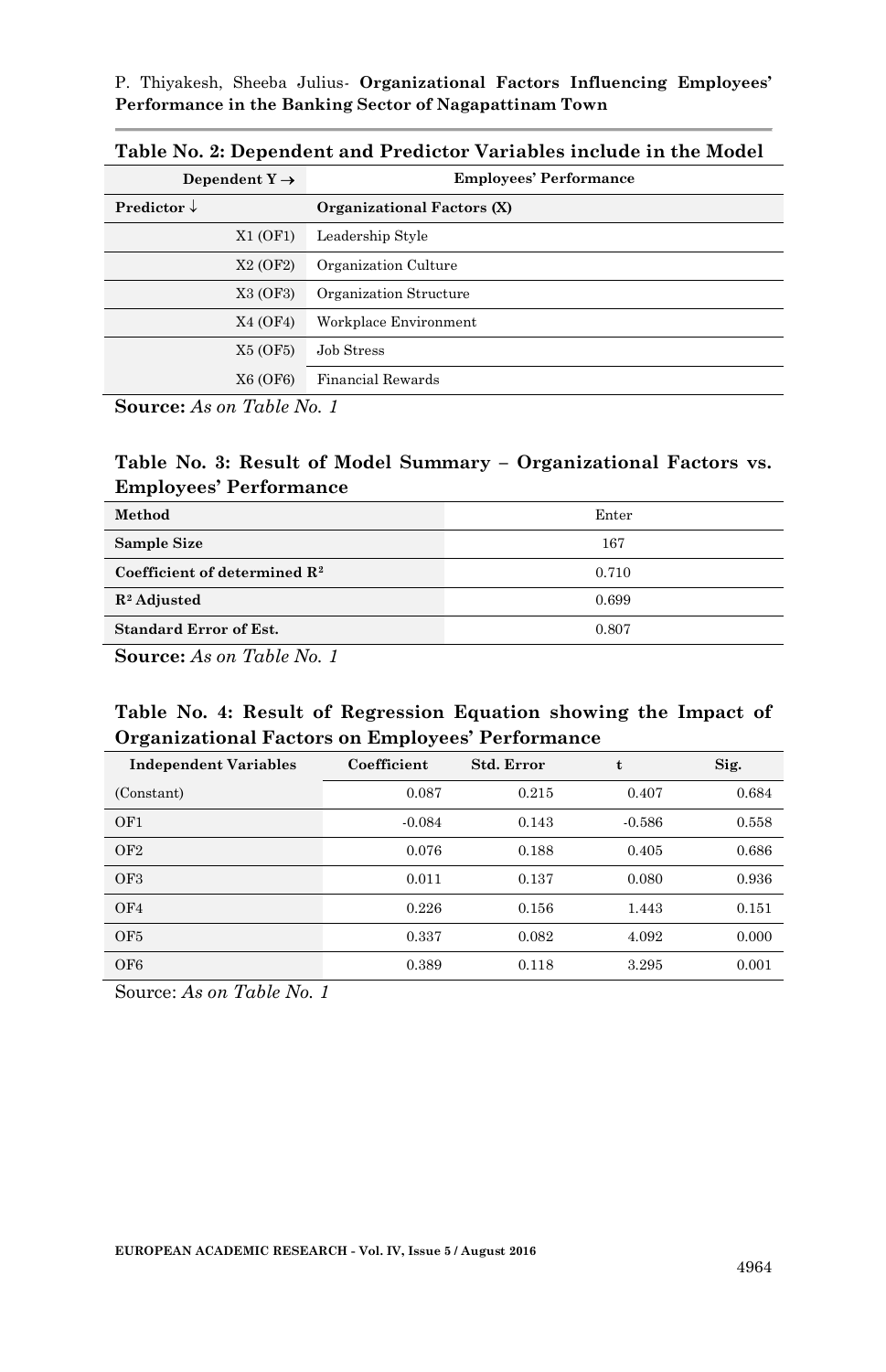**Table No. 2: Dependent and Predictor Variables include in the Model**

| Dependent Y → | Employees' Performance |
|---|---|
| **Predictor ↓** | **Organizational Factors (X)** |
| X1 (OF1) | Leadership Style |
| X2 (OF2) | Organization Culture |
| X3 (OF3) | Organization Structure |
| X4 (OF4) | Workplace Environment |
| X5 (OF5) | Job Stress |
| X6 (OF6) | Financial Rewards |

**Source:** *As on Table No. 1*

**Table No. 3: Result of Model Summary – Organizational Factors vs. Employees' Performance**

| Method | Enter |
|---|---|
| **Sample Size** | 167 |
| **Coefficient of determined $R^2$** | 0.710 |
| **$R^2$ Adjusted** | 0.699 |
| **Standard Error of Est.** | 0.807 |

**Source:** *As on Table No. 1*

**Table No. 4: Result of Regression Equation showing the Impact of Organizational Factors on Employees' Performance**

| Independent Variables | Coefficient | Std. Error | t | Sig. |
|---|---|---|---|---|
| (Constant) | 0.087 | 0.215 | 0.407 | 0.684 |
| OF1 | -0.084 | 0.143 | -0.586 | 0.558 |
| OF2 | 0.076 | 0.188 | 0.405 | 0.686 |
| OF3 | 0.011 | 0.137 | 0.080 | 0.936 |
| OF4 | 0.226 | 0.156 | 1.443 | 0.151 |
| OF5 | 0.337 | 0.082 | 4.092 | 0.000 |
| OF6 | 0.389 | 0.118 | 3.295 | 0.001 |

Source: *As on Table No. 1*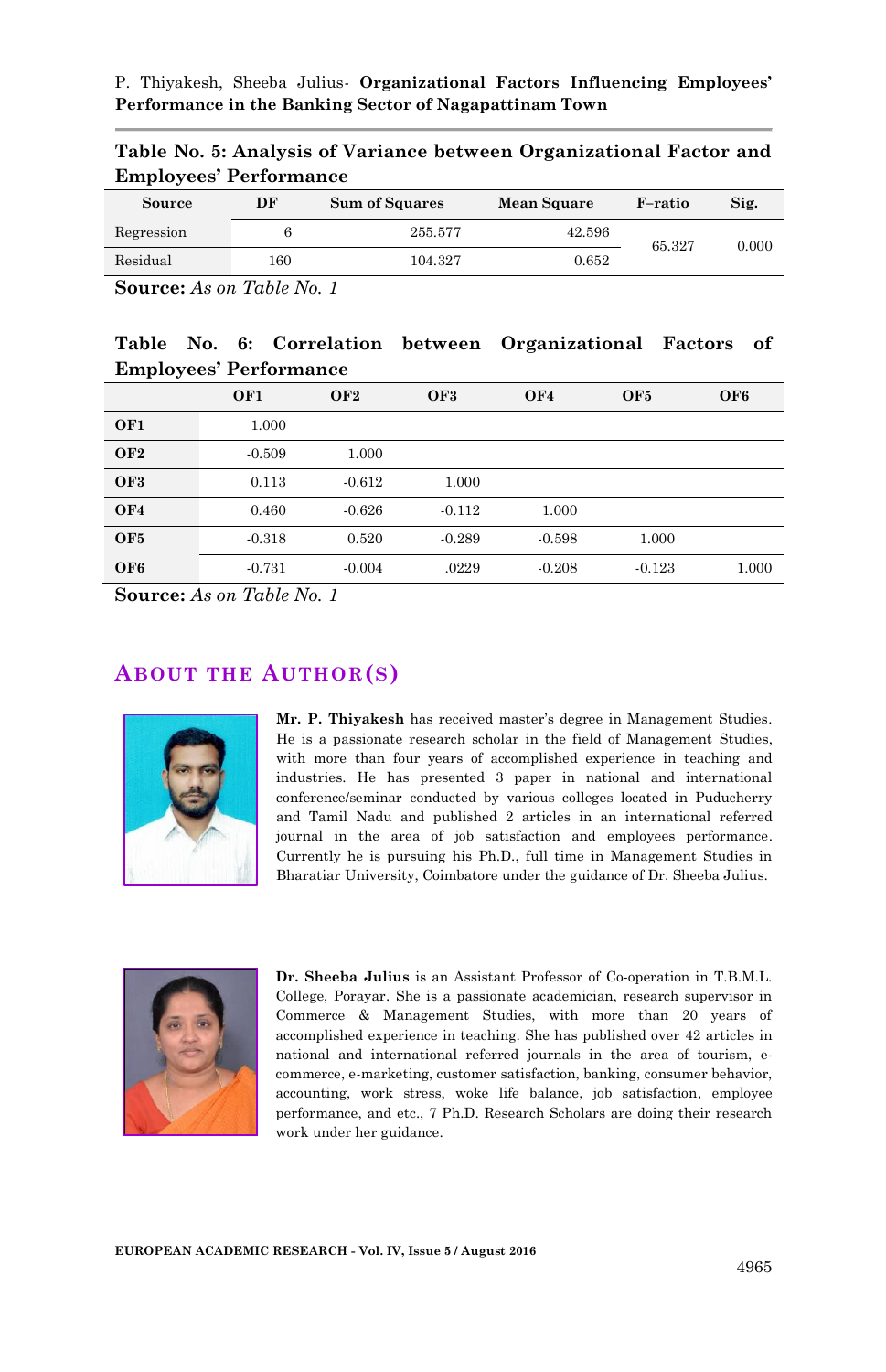**Table No. 5: Analysis of Variance between Organizational Factor and Employees' Performance**

| Source | DF | Sum of Squares | Mean Square | F–ratio | Sig. |
|---|---|---|---|---|---|
| Regression | 6 | 255.577 | 42.596 | 65.327 | 0.000 |
| Residual | 160 | 104.327 | 0.652 | | |

**Source:** *As on Table No. 1*

**Table No. 6: Correlation between Organizational Factors of Employees' Performance**

| | OF1 | OF2 | OF3 | OF4 | OF5 | OF6 |
|---|---|---|---|---|---|---|
| **OF1** | 1.000 | | | | | |
| **OF2** | -0.509 | 1.000 | | | | |
| **OF3** | 0.113 | -0.612 | 1.000 | | | |
| **OF4** | 0.460 | -0.626 | -0.112 | 1.000 | | |
| **OF5** | -0.318 | 0.520 | -0.289 | -0.598 | 1.000 | |
| **OF6** | -0.731 | -0.004 | .0229 | -0.208 | -0.123 | 1.000 |

**Source:** *As on Table No. 1*

## ABOUT THE AUTHOR(S)

**Mr. P. Thiyakesh** has received master's degree in Management Studies. He is a passionate research scholar in the field of Management Studies, with more than four years of accomplished experience in teaching and industries. He has presented 3 paper in national and international conference/seminar conducted by various colleges located in Puducherry and Tamil Nadu and published 2 articles in an international referred journal in the area of job satisfaction and employees performance. Currently he is pursuing his Ph.D., full time in Management Studies in Bharatiar University, Coimbatore under the guidance of Dr. Sheeba Julius.

**Dr. Sheeba Julius** is an Assistant Professor of Co-operation in T.B.M.L. College, Porayar. She is a passionate academician, research supervisor in Commerce & Management Studies, with more than 20 years of accomplished experience in teaching. She has published over 42 articles in national and international referred journals in the area of tourism, e-commerce, e-marketing, customer satisfaction, banking, consumer behavior, accounting, work stress, woke life balance, job satisfaction, employee performance, and etc., 7 Ph.D. Research Scholars are doing their research work under her guidance.